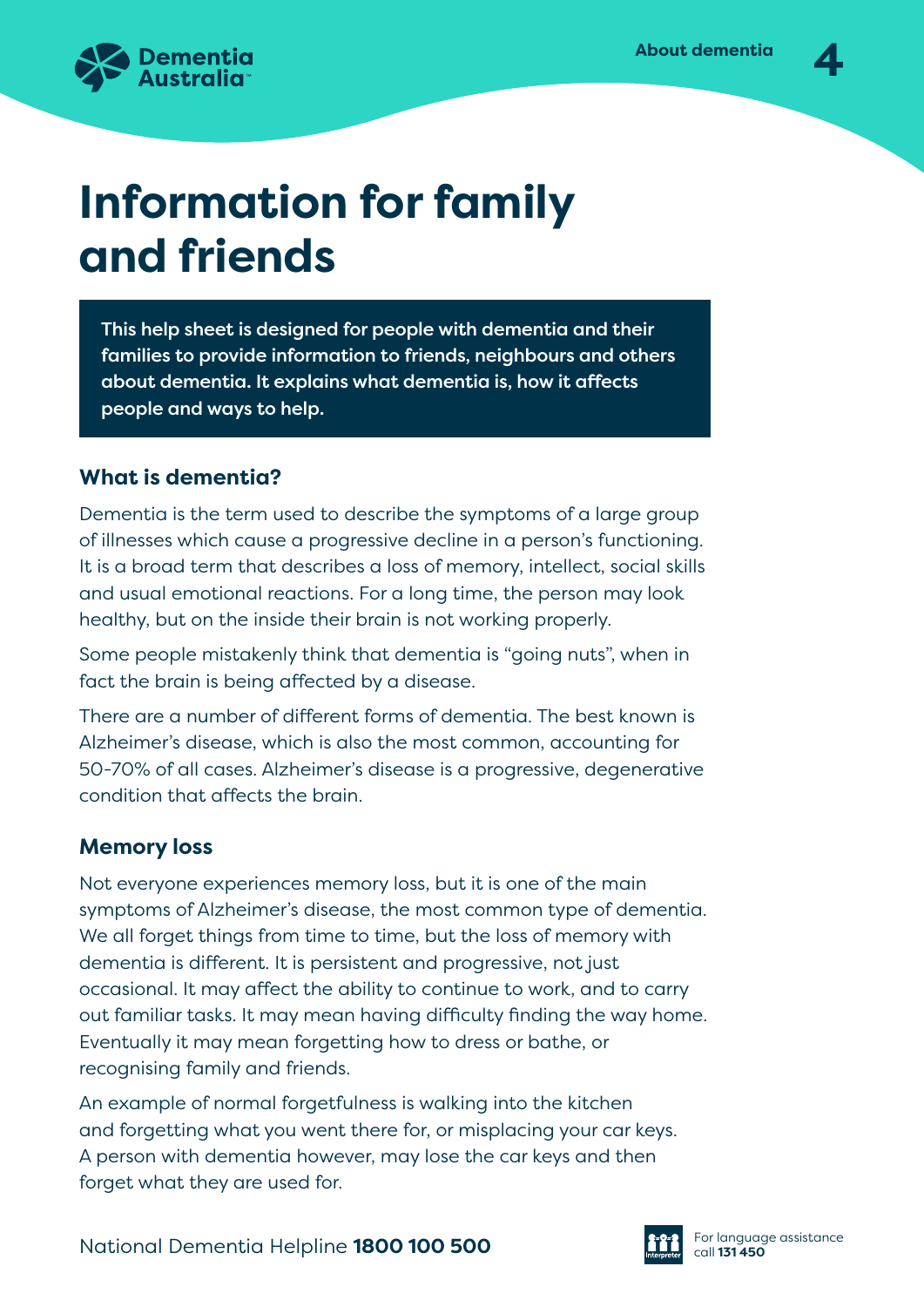# Information for family and friends

**This help sheet is designed for people with dementia and their families to provide information to friends, neighbours and others about dementia. It explains what dementia is, how it affects people and ways to help.**

## What is dementia?

Dementia is the term used to describe the symptoms of a large group of illnesses which cause a progressive decline in a person's functioning. It is a broad term that describes a loss of memory, intellect, social skills and usual emotional reactions. For a long time, the person may look healthy, but on the inside their brain is not working properly.

Some people mistakenly think that dementia is "going nuts", when in fact the brain is being affected by a disease.

There are a number of different forms of dementia. The best known is Alzheimer's disease, which is also the most common, accounting for 50-70% of all cases. Alzheimer's disease is a progressive, degenerative condition that affects the brain.

## Memory loss

Not everyone experiences memory loss, but it is one of the main symptoms of Alzheimer's disease, the most common type of dementia. We all forget things from time to time, but the loss of memory with dementia is different. It is persistent and progressive, not just occasional. It may affect the ability to continue to work, and to carry out familiar tasks. It may mean having difficulty finding the way home. Eventually it may mean forgetting how to dress or bathe, or recognising family and friends.

An example of normal forgetfulness is walking into the kitchen and forgetting what you went there for, or misplacing your car keys. A person with dementia however, may lose the car keys and then forget what they are used for.

National Dementia Helpline **1800 100 500**

For language assistance call **131 450**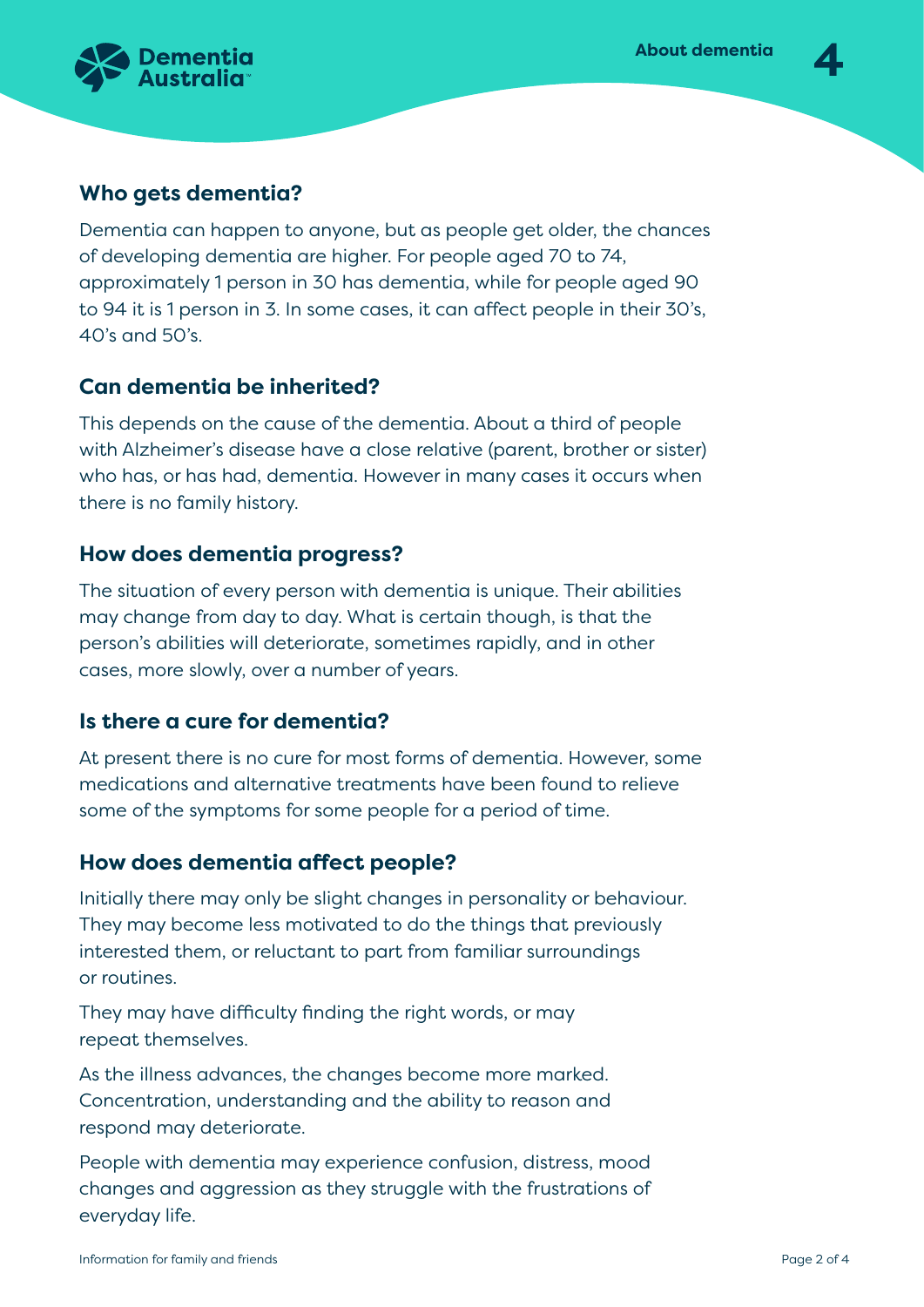## Who gets dementia?

Dementia can happen to anyone, but as people get older, the chances of developing dementia are higher. For people aged 70 to 74, approximately 1 person in 30 has dementia, while for people aged 90 to 94 it is 1 person in 3. In some cases, it can affect people in their 30's, 40's and 50's.

## Can dementia be inherited?

This depends on the cause of the dementia. About a third of people with Alzheimer's disease have a close relative (parent, brother or sister) who has, or has had, dementia. However in many cases it occurs when there is no family history.

## How does dementia progress?

The situation of every person with dementia is unique. Their abilities may change from day to day. What is certain though, is that the person's abilities will deteriorate, sometimes rapidly, and in other cases, more slowly, over a number of years.

## Is there a cure for dementia?

At present there is no cure for most forms of dementia. However, some medications and alternative treatments have been found to relieve some of the symptoms for some people for a period of time.

## How does dementia affect people?

Initially there may only be slight changes in personality or behaviour. They may become less motivated to do the things that previously interested them, or reluctant to part from familiar surroundings or routines.

They may have difficulty finding the right words, or may repeat themselves.

As the illness advances, the changes become more marked. Concentration, understanding and the ability to reason and respond may deteriorate.

People with dementia may experience confusion, distress, mood changes and aggression as they struggle with the frustrations of everyday life.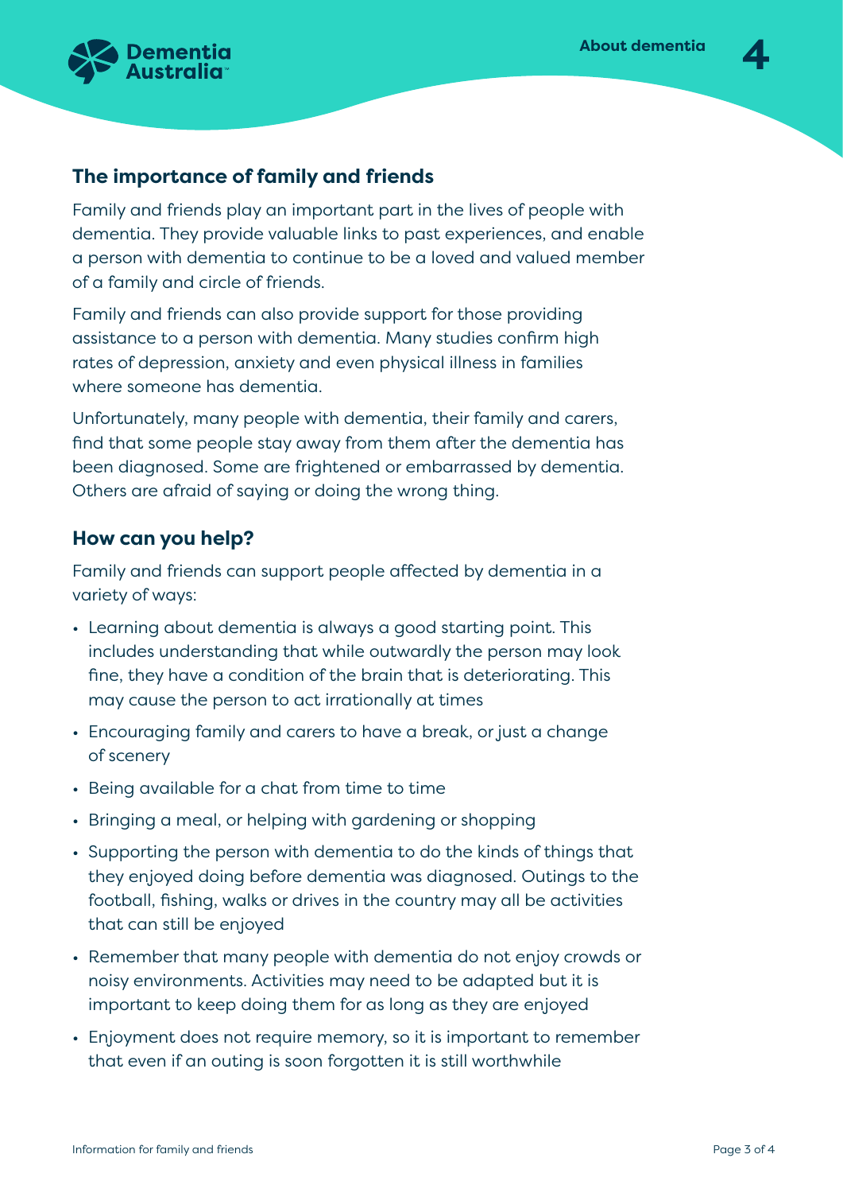## The importance of family and friends

Family and friends play an important part in the lives of people with dementia. They provide valuable links to past experiences, and enable a person with dementia to continue to be a loved and valued member of a family and circle of friends.

Family and friends can also provide support for those providing assistance to a person with dementia. Many studies confirm high rates of depression, anxiety and even physical illness in families where someone has dementia.

Unfortunately, many people with dementia, their family and carers, find that some people stay away from them after the dementia has been diagnosed. Some are frightened or embarrassed by dementia. Others are afraid of saying or doing the wrong thing.

## How can you help?

Family and friends can support people affected by dementia in a variety of ways:

- Learning about dementia is always a good starting point. This includes understanding that while outwardly the person may look fine, they have a condition of the brain that is deteriorating. This may cause the person to act irrationally at times
- Encouraging family and carers to have a break, or just a change of scenery
- Being available for a chat from time to time
- Bringing a meal, or helping with gardening or shopping
- Supporting the person with dementia to do the kinds of things that they enjoyed doing before dementia was diagnosed. Outings to the football, fishing, walks or drives in the country may all be activities that can still be enjoyed
- Remember that many people with dementia do not enjoy crowds or noisy environments. Activities may need to be adapted but it is important to keep doing them for as long as they are enjoyed
- Enjoyment does not require memory, so it is important to remember that even if an outing is soon forgotten it is still worthwhile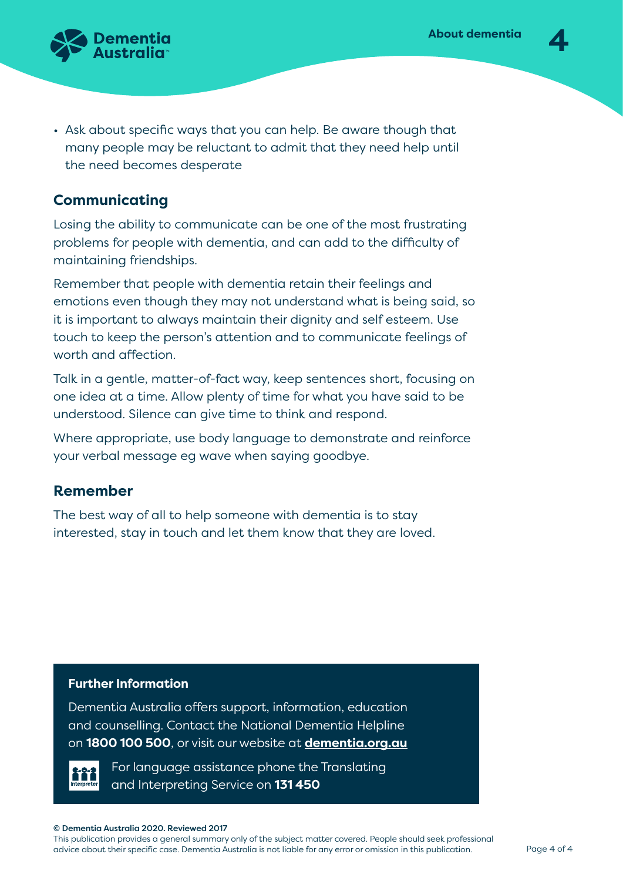- Ask about specific ways that you can help. Be aware though that many people may be reluctant to admit that they need help until the need becomes desperate

## Communicating

Losing the ability to communicate can be one of the most frustrating problems for people with dementia, and can add to the difficulty of maintaining friendships.

Remember that people with dementia retain their feelings and emotions even though they may not understand what is being said, so it is important to always maintain their dignity and self esteem. Use touch to keep the person's attention and to communicate feelings of worth and affection.

Talk in a gentle, matter-of-fact way, keep sentences short, focusing on one idea at a time. Allow plenty of time for what you have said to be understood. Silence can give time to think and respond.

Where appropriate, use body language to demonstrate and reinforce your verbal message eg wave when saying goodbye.

## Remember

The best way of all to help someone with dementia is to stay interested, stay in touch and let them know that they are loved.

**Further Information**

Dementia Australia offers support, information, education and counselling. Contact the National Dementia Helpline on **1800 100 500**, or visit our website at **dementia.org.au**

For language assistance phone the Translating and Interpreting Service on **131 450**

**© Dementia Australia 2020. Reviewed 2017**

This publication provides a general summary only of the subject matter covered. People should seek professional advice about their specific case. Dementia Australia is not liable for any error or omission in this publication.